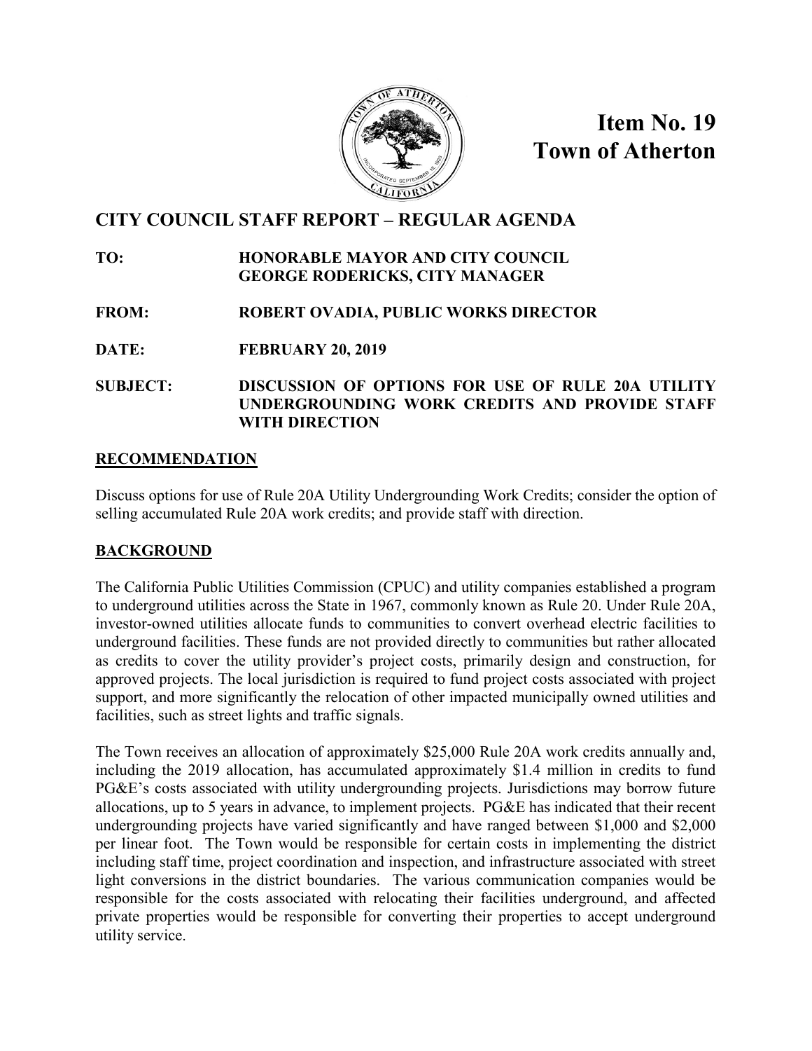# Item No. 19
# Town of Atherton

## CITY COUNCIL STAFF REPORT – REGULAR AGENDA

**TO:** **HONORABLE MAYOR AND CITY COUNCIL**
**GEORGE RODERICKS, CITY MANAGER**

**FROM:** **ROBERT OVADIA, PUBLIC WORKS DIRECTOR**

**DATE:** **FEBRUARY 20, 2019**

**SUBJECT:** **DISCUSSION OF OPTIONS FOR USE OF RULE 20A UTILITY UNDERGROUNDING WORK CREDITS AND PROVIDE STAFF WITH DIRECTION**

### RECOMMENDATION

Discuss options for use of Rule 20A Utility Undergrounding Work Credits; consider the option of selling accumulated Rule 20A work credits; and provide staff with direction.

### BACKGROUND

The California Public Utilities Commission (CPUC) and utility companies established a program to underground utilities across the State in 1967, commonly known as Rule 20. Under Rule 20A, investor-owned utilities allocate funds to communities to convert overhead electric facilities to underground facilities. These funds are not provided directly to communities but rather allocated as credits to cover the utility provider's project costs, primarily design and construction, for approved projects. The local jurisdiction is required to fund project costs associated with project support, and more significantly the relocation of other impacted municipally owned utilities and facilities, such as street lights and traffic signals.

The Town receives an allocation of approximately $25,000 Rule 20A work credits annually and, including the 2019 allocation, has accumulated approximately $1.4 million in credits to fund PG&E's costs associated with utility undergrounding projects. Jurisdictions may borrow future allocations, up to 5 years in advance, to implement projects. PG&E has indicated that their recent undergrounding projects have varied significantly and have ranged between $1,000 and $2,000 per linear foot. The Town would be responsible for certain costs in implementing the district including staff time, project coordination and inspection, and infrastructure associated with street light conversions in the district boundaries. The various communication companies would be responsible for the costs associated with relocating their facilities underground, and affected private properties would be responsible for converting their properties to accept underground utility service.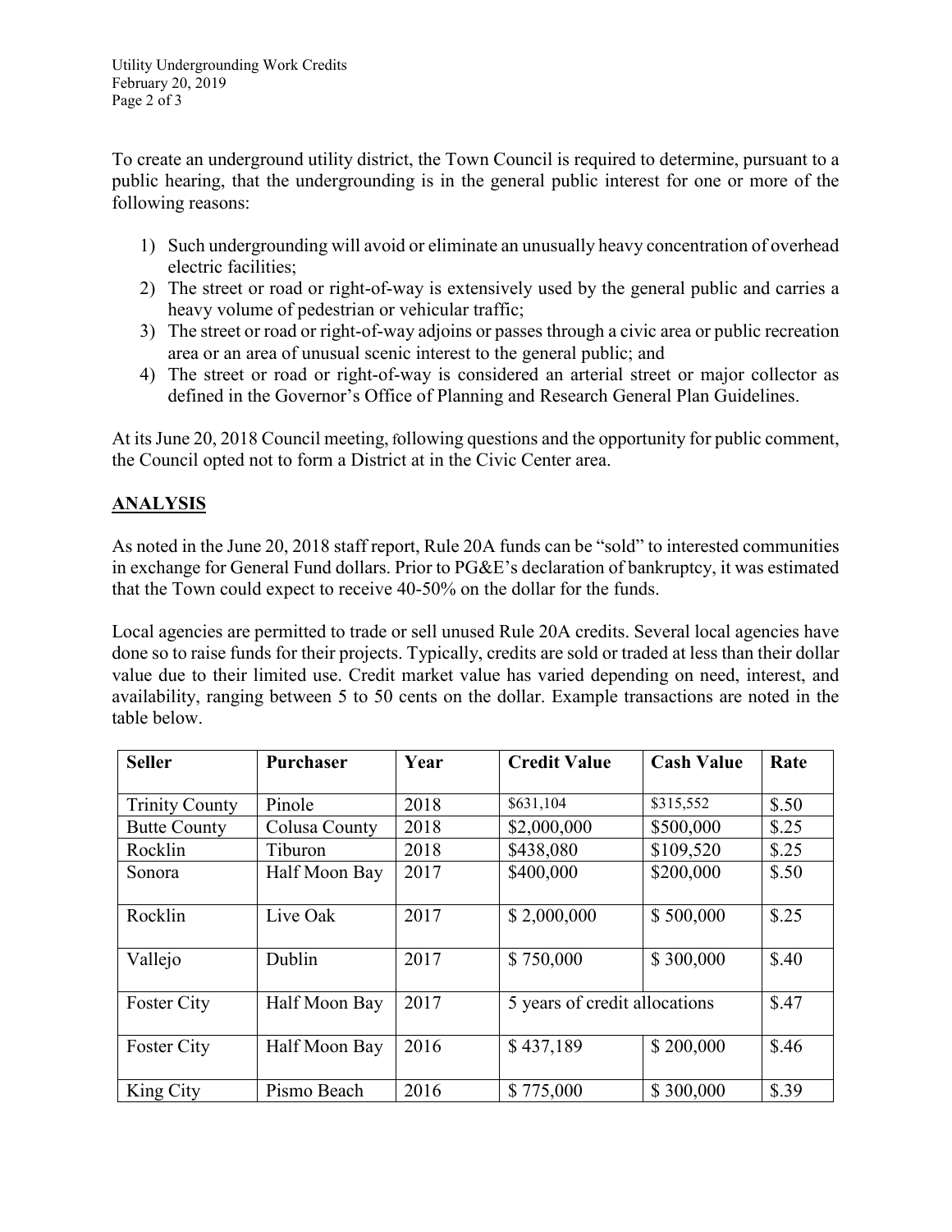To create an underground utility district, the Town Council is required to determine, pursuant to a public hearing, that the undergrounding is in the general public interest for one or more of the following reasons:

1) Such undergrounding will avoid or eliminate an unusually heavy concentration of overhead electric facilities;
2) The street or road or right-of-way is extensively used by the general public and carries a heavy volume of pedestrian or vehicular traffic;
3) The street or road or right-of-way adjoins or passes through a civic area or public recreation area or an area of unusual scenic interest to the general public; and
4) The street or road or right-of-way is considered an arterial street or major collector as defined in the Governor's Office of Planning and Research General Plan Guidelines.

At its June 20, 2018 Council meeting, following questions and the opportunity for public comment, the Council opted not to form a District at in the Civic Center area.

## ANALYSIS

As noted in the June 20, 2018 staff report, Rule 20A funds can be "sold" to interested communities in exchange for General Fund dollars. Prior to PG&E's declaration of bankruptcy, it was estimated that the Town could expect to receive 40-50% on the dollar for the funds.

Local agencies are permitted to trade or sell unused Rule 20A credits. Several local agencies have done so to raise funds for their projects. Typically, credits are sold or traded at less than their dollar value due to their limited use. Credit market value has varied depending on need, interest, and availability, ranging between 5 to 50 cents on the dollar. Example transactions are noted in the table below.

| Seller | Purchaser | Year | Credit Value | Cash Value | Rate |
|---|---|---|---|---|---|
| Trinity County | Pinole | 2018 | $631,104 | $315,552 | $.50 |
| Butte County | Colusa County | 2018 | $2,000,000 | $500,000 | $.25 |
| Rocklin | Tiburon | 2018 | $438,080 | $109,520 | $.25 |
| Sonora | Half Moon Bay | 2017 | $400,000 | $200,000 | $.50 |
| Rocklin | Live Oak | 2017 | $ 2,000,000 | $ 500,000 | $.25 |
| Vallejo | Dublin | 2017 | $ 750,000 | $ 300,000 | $.40 |
| Foster City | Half Moon Bay | 2017 | 5 years of credit allocations | | $.47 |
| Foster City | Half Moon Bay | 2016 | $ 437,189 | $ 200,000 | $.46 |
| King City | Pismo Beach | 2016 | $ 775,000 | $ 300,000 | $.39 |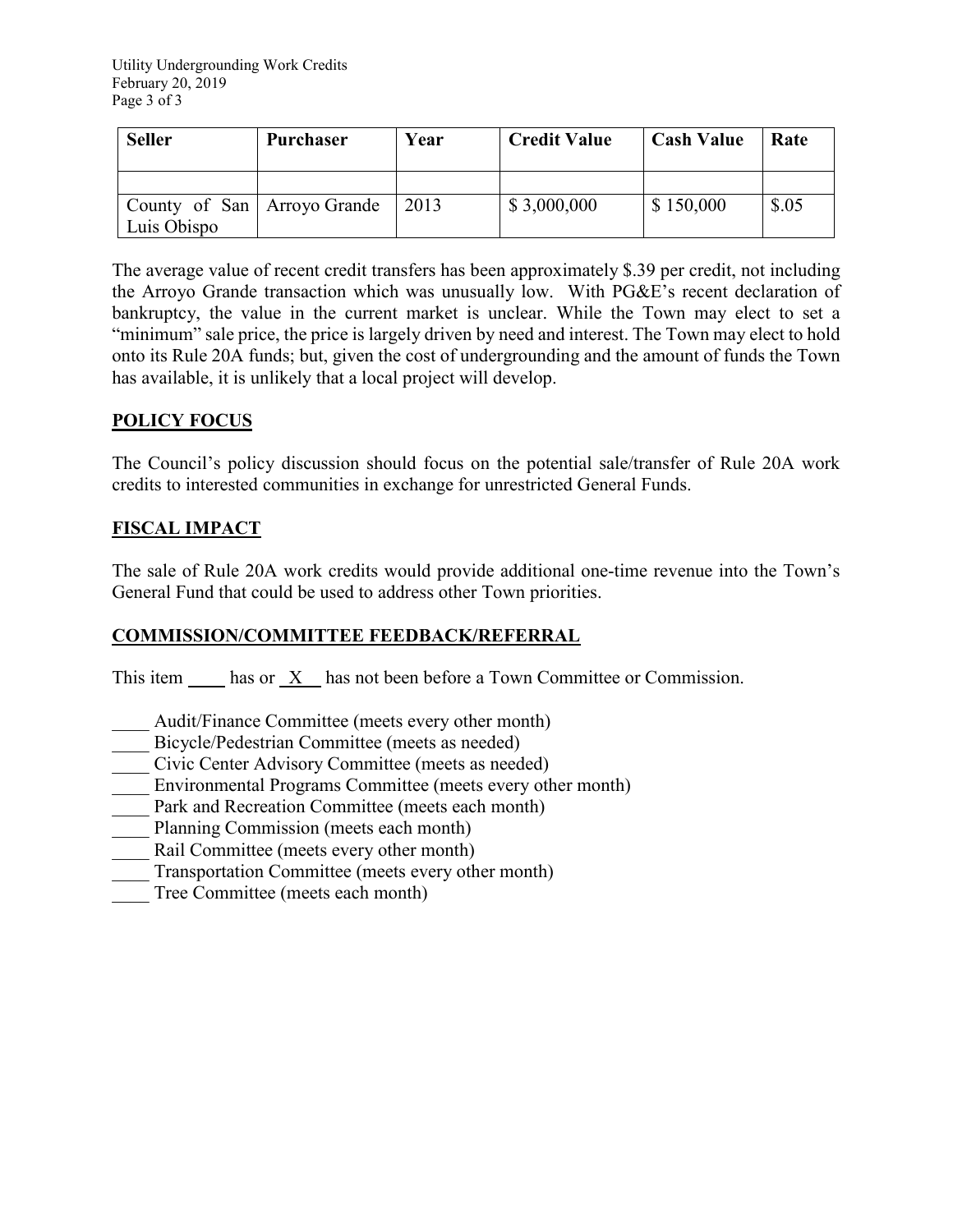| Seller | Purchaser | Year | Credit Value | Cash Value | Rate |
|---|---|---|---|---|---|
| | | | | | |
| County of San Luis Obispo | Arroyo Grande | 2013 | $ 3,000,000 | $ 150,000 | $.05 |

The average value of recent credit transfers has been approximately $.39 per credit, not including the Arroyo Grande transaction which was unusually low. With PG&E's recent declaration of bankruptcy, the value in the current market is unclear. While the Town may elect to set a "minimum" sale price, the price is largely driven by need and interest. The Town may elect to hold onto its Rule 20A funds; but, given the cost of undergrounding and the amount of funds the Town has available, it is unlikely that a local project will develop.

## POLICY FOCUS

The Council's policy discussion should focus on the potential sale/transfer of Rule 20A work credits to interested communities in exchange for unrestricted General Funds.

## FISCAL IMPACT

The sale of Rule 20A work credits would provide additional one-time revenue into the Town's General Fund that could be used to address other Town priorities.

## COMMISSION/COMMITTEE FEEDBACK/REFERRAL

This item \_\_\_\_ has or \_X\_ has not been before a Town Committee or Commission.

\_\_\_\_ Audit/Finance Committee (meets every other month)
\_\_\_\_ Bicycle/Pedestrian Committee (meets as needed)
\_\_\_\_ Civic Center Advisory Committee (meets as needed)
\_\_\_\_ Environmental Programs Committee (meets every other month)
\_\_\_\_ Park and Recreation Committee (meets each month)
\_\_\_\_ Planning Commission (meets each month)
\_\_\_\_ Rail Committee (meets every other month)
\_\_\_\_ Transportation Committee (meets every other month)
\_\_\_\_ Tree Committee (meets each month)